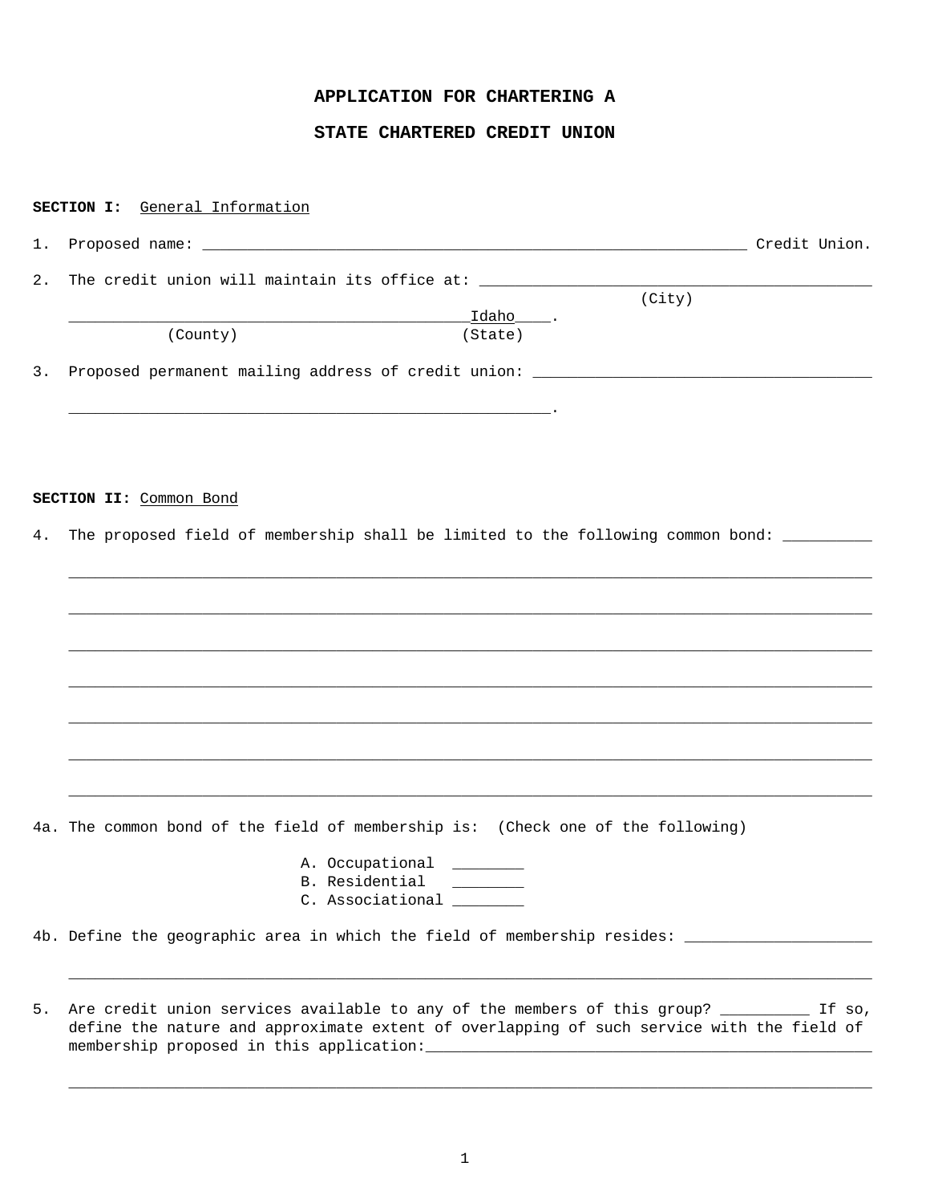# APPLICATION FOR CHARTERING A

# STATE CHARTERED CREDIT UNION

**SECTION I:** General Information

1. Proposed name: ____________________________________________________________ Credit Union.

2. The credit union will maintain its office at: __________________________________________
(City)
____________________________________________Idaho____.
(County) (State)

3. Proposed permanent mailing address of credit union: ____________________________________
______________________________________________________.

**SECTION II:** Common Bond

4. The proposed field of membership shall be limited to the following common bond: __________
_____________________________________________________________________________________
_____________________________________________________________________________________
_____________________________________________________________________________________
_____________________________________________________________________________________
_____________________________________________________________________________________
_____________________________________________________________________________________
_____________________________________________________________________________________

4a. The common bond of the field of membership is: (Check one of the following)

A. Occupational ________
B. Residential ________
C. Associational ________

4b. Define the geographic area in which the field of membership resides: _____________________
_____________________________________________________________________________________

5. Are credit union services available to any of the members of this group? __________ If so, define the nature and approximate extent of overlapping of such service with the field of membership proposed in this application:__________________________________________________
_____________________________________________________________________________________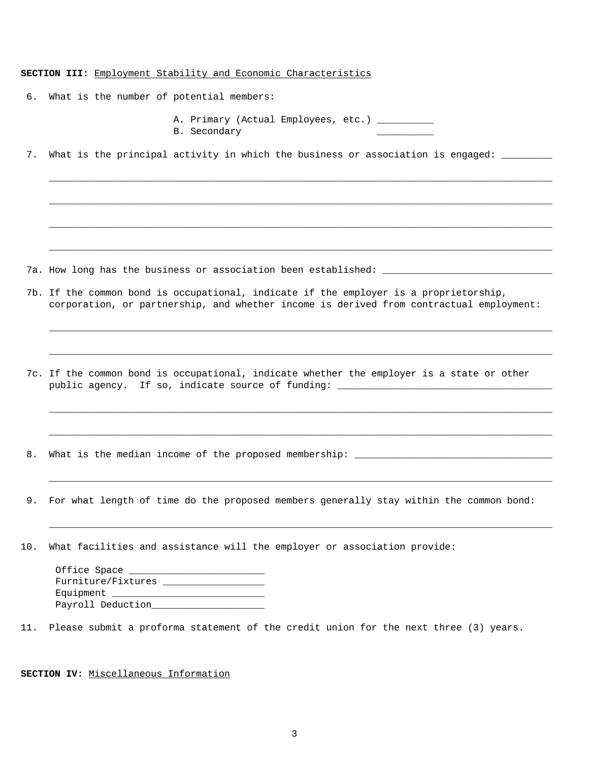**SECTION III:** Employment Stability and Economic Characteristics

6. What is the number of potential members:

   A. Primary (Actual Employees, etc.) __________
   B. Secondary __________

7. What is the principal activity in which the business or association is engaged: _________

   ________________________________________________________________________________

   ________________________________________________________________________________

   ________________________________________________________________________________

   ________________________________________________________________________________

7a. How long has the business or association been established: ______________________________

7b. If the common bond is occupational, indicate if the employer is a proprietorship, corporation, or partnership, and whether income is derived from contractual employment:

   ________________________________________________________________________________

   ________________________________________________________________________________

7c. If the common bond is occupational, indicate whether the employer is a state or other public agency. If so, indicate source of funding: ______________________________________

   ________________________________________________________________________________

   ________________________________________________________________________________

8. What is the median income of the proposed membership: ___________________________________

   ________________________________________________________________________________

9. For what length of time do the proposed members generally stay within the common bond:

   ________________________________________________________________________________

10. What facilities and assistance will the employer or association provide:

    Office Space ________________________
    Furniture/Fixtures __________________
    Equipment ___________________________
    Payroll Deduction____________________

11. Please submit a proforma statement of the credit union for the next three (3) years.

**SECTION IV:** Miscellaneous Information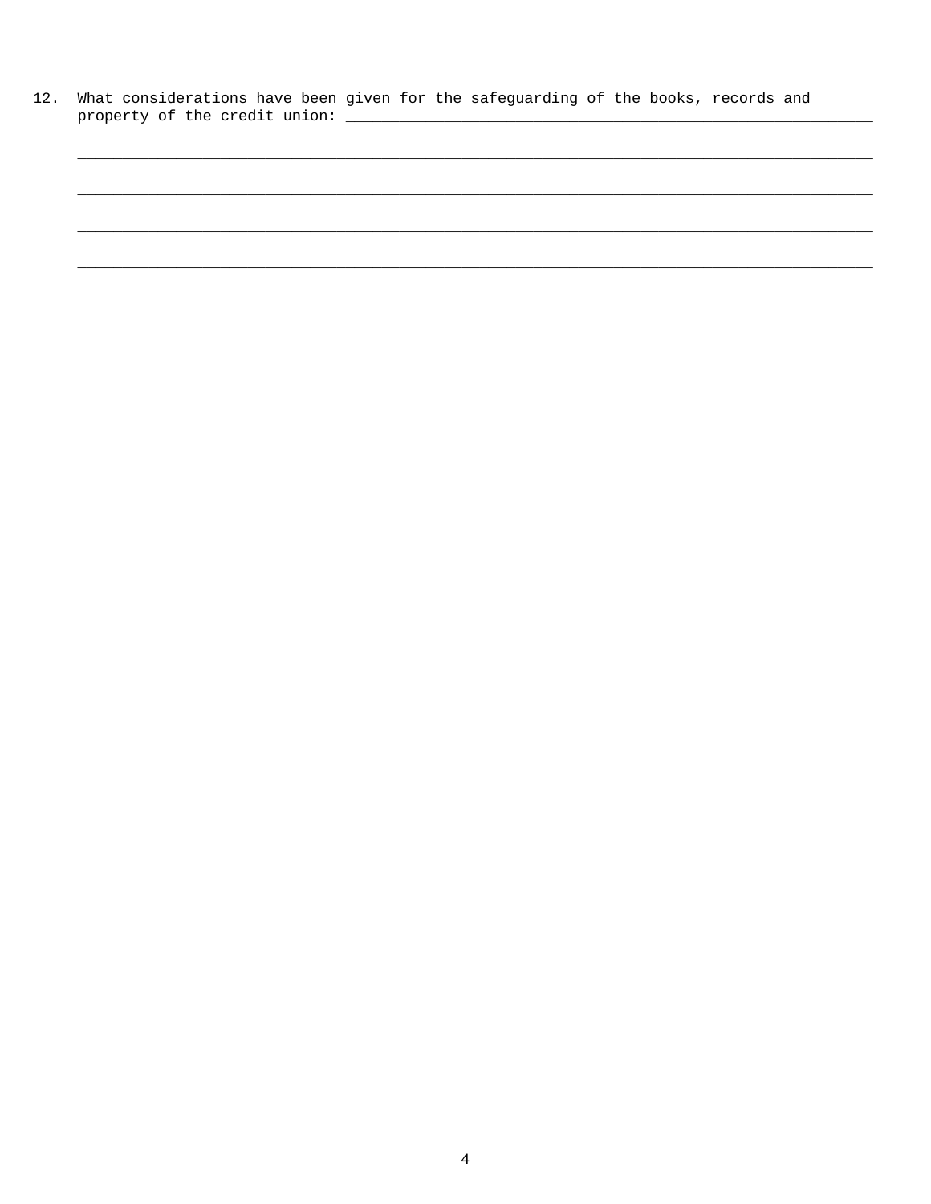12. What considerations have been given for the safeguarding of the books, records and property of the credit union: ____________________________________________________________

_____________________________________________________________________________________

_____________________________________________________________________________________

_____________________________________________________________________________________

_____________________________________________________________________________________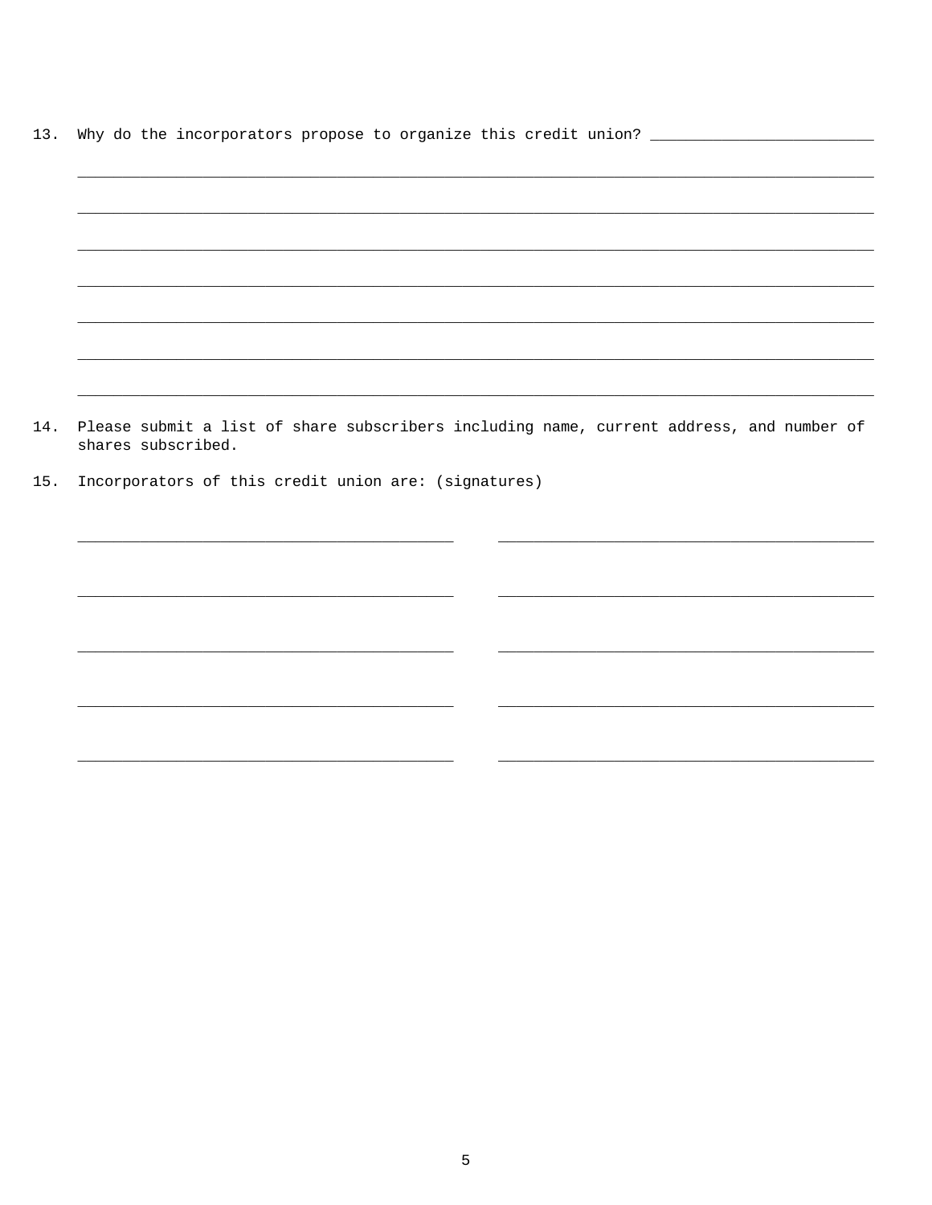13. Why do the incorporators propose to organize this credit union? ________________________

_____________________________________________________________________________________

_____________________________________________________________________________________

_____________________________________________________________________________________

_____________________________________________________________________________________

_____________________________________________________________________________________

_____________________________________________________________________________________

_____________________________________________________________________________________

14. Please submit a list of share subscribers including name, current address, and number of shares subscribed.

15. Incorporators of this credit union are: (signatures)

________________________________________ ________________________________________

________________________________________ ________________________________________

________________________________________ ________________________________________

________________________________________ ________________________________________

________________________________________ ________________________________________